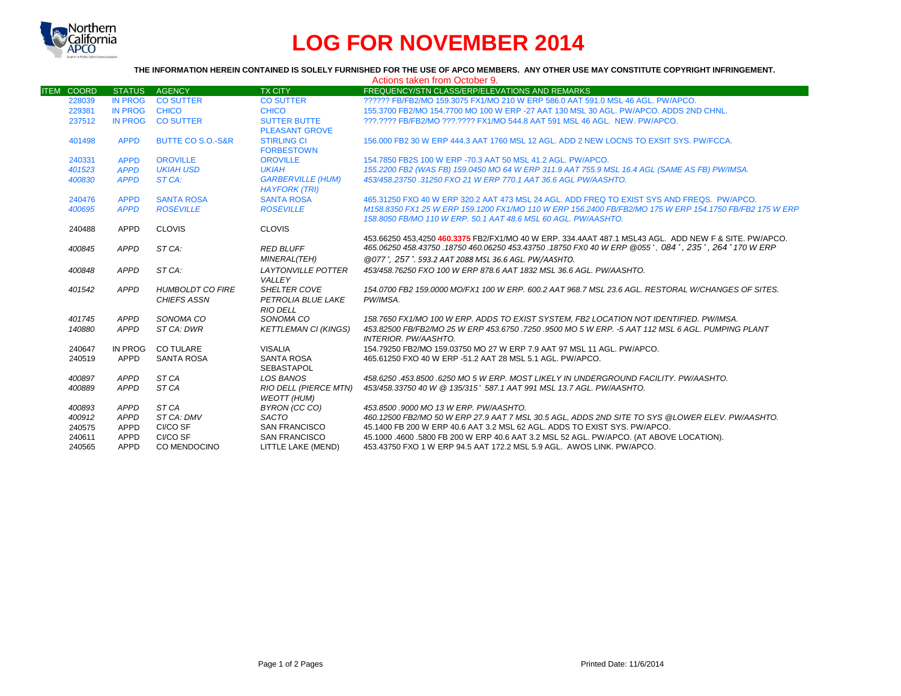# LOG FOR NOVEMBER 2014

**THE INFORMATION HEREIN CONTAINED IS SOLELY FURNISHED FOR THE USE OF APCO MEMBERS. ANY OTHER USE MAY CONSTITUTE COPYRIGHT INFRINGEMENT.**

Actions taken from October 9.

| ITEM | COORD | STATUS | AGENCY | TX CITY | FREQUENCY/STN CLASS/ERP/ELEVATIONS AND REMARKS |
|---|---|---|---|---|---|
| | 228039 | IN PROG | CO SUTTER | CO SUTTER | ?????? FB/FB2/MO 159.3075 FX1/MO 210 W ERP 586.0 AAT 591.0 MSL 46 AGL. PW/APCO. |
| | 229381 | IN PROG | CHICO | CHICO | 155.3700 FB2/MO 154.7700 MO 100 W ERP -27 AAT 130 MSL 30 AGL. PW/APCO. ADDS 2ND CHNL. |
| | 237512 | IN PROG | CO SUTTER | SUTTER BUTTE PLEASANT GROVE | ???.???? FB/FB2/MO ???.???? FX1/MO 544.8 AAT 591 MSL 46 AGL. NEW. PW/APCO. |
| | 401498 | APPD | BUTTE CO S.O.-S&R | STIRLING CI FORBESTOWN | 156.000 FB2 30 W ERP 444.3 AAT 1760 MSL 12 AGL. ADD 2 NEW LOCNS TO EXSIT SYS. PW/FCCA. |
| | 240331 | APPD | OROVILLE | OROVILLE | 154.7850 FB2S 100 W ERP -70.3 AAT 50 MSL 41.2 AGL. PW/APCO. |
| | *401523* | *APPD* | *UKIAH USD* | *UKIAH* | *155.2200 FB2 (WAS FB) 159.0450 MO 64 W ERP 311.9 AAT 755.9 MSL 16.4 AGL (SAME AS FB) PW/IMSA.* |
| | *400830* | *APPD* | *ST CA:* | *GARBERVILLE (HUM) HAYFORK (TRI)* | *453/458.23750 .31250 FXO 21 W ERP 770.1 AAT 36.6 AGL PW/AASHTO.* |
| | 240476 | APPD | SANTA ROSA | SANTA ROSA | 465.31250 FXO 40 W ERP 320.2 AAT 473 MSL 24 AGL. ADD FREQ TO EXIST SYS AND FREQS. PW/APCO. |
| | *400695* | *APPD* | *ROSEVILLE* | *ROSEVILLE* | *M158.8350 FX1 25 W ERP 159.1200 FX1/MO 110 W ERP 156.2400 FB/FB2/MO 175 W ERP 154.1750 FB/FB2 175 W ERP 158.8050 FB/MO 110 W ERP. 50.1 AAT 48.6 MSL 60 AGL. PW/AASHTO.* |
| | 240488 | APPD | CLOVIS | CLOVIS | 453.66250 453,4250 **460.3375** FB2/FX1/MO 40 W ERP. 334.4AAT 487.1 MSL43 AGL. ADD NEW F & SITE. PW/APCO. |
| | *400845* | *APPD* | *ST CA:* | *RED BLUFF MINERAL(TEH)* | *465.06250 458.43750 .18750 460.06250 453.43750 .18750 FX0 40 W ERP @055˚, 084˚, 235˚, 264˚170 W ERP @077˚, 257˚. 593.2 AAT 2088 MSL 36.6 AGL. PW/AASHTO.* |
| | *400848* | *APPD* | *ST CA:* | *LAYTONVILLE POTTER VALLEY* | *453/458.76250 FXO 100 W ERP 878.6 AAT 1832 MSL 36.6 AGL. PW/AASHTO.* |
| | *401542* | *APPD* | *HUMBOLDT CO FIRE CHIEFS ASSN* | *SHELTER COVE PETROLIA BLUE LAKE RIO DELL* | *154.0700 FB2 159.0000 MO/FX1 100 W ERP. 600.2 AAT 968.7 MSL 23.6 AGL. RESTORAL W/CHANGES OF SITES. PW/IMSA.* |
| | *401745* | *APPD* | *SONOMA CO* | *SONOMA CO* | *158.7650 FX1/MO 100 W ERP. ADDS TO EXIST SYSTEM, FB2 LOCATION NOT IDENTIFIED. PW/IMSA.* |
| | *140880* | *APPD* | *ST CA: DWR* | *KETTLEMAN CI (KINGS)* | *453.82500 FB/FB2/MO 25 W ERP 453.6750 .7250 .9500 MO 5 W ERP. -5 AAT 112 MSL 6 AGL. PUMPING PLANT INTERIOR. PW/AASHTO.* |
| | 240647 | IN PROG | CO TULARE | VISALIA | 154.79250 FB2/MO 159.03750 MO 27 W ERP 7.9 AAT 97 MSL 11 AGL. PW/APCO. |
| | 240519 | APPD | SANTA ROSA | SANTA ROSA SEBASTAPOL | 465.61250 FXO 40 W ERP -51.2 AAT 28 MSL 5.1 AGL. PW/APCO. |
| | *400897* | *APPD* | *ST CA* | *LOS BANOS* | *458.6250 .453.8500 .6250 MO 5 W ERP. MOST LIKELY IN UNDERGROUND FACILITY. PW/AASHTO.* |
| | *400889* | *APPD* | *ST CA* | *RIO DELL (PIERCE MTN) WEOTT (HUM)* | *453/458.33750 40 W @ 135/315˚ 587.1 AAT 991 MSL 13.7 AGL. PW/AASHTO.* |
| | *400893* | *APPD* | *ST CA* | *BYRON (CC CO)* | *453.8500 .9000 MO 13 W ERP. PW/AASHTO.* |
| | *400912* | *APPD* | *ST CA: DMV* | *SACTO* | *460.12500 FB2/MO 50 W ERP 27.9 AAT 7 MSL 30.5 AGL, ADDS 2ND SITE TO SYS @LOWER ELEV. PW/AASHTO.* |
| | 240575 | APPD | CI/CO SF | SAN FRANCISCO | 45.1400 FB 200 W ERP 40.6 AAT 3.2 MSL 62 AGL. ADDS TO EXIST SYS. PW/APCO. |
| | 240611 | APPD | CI/CO SF | SAN FRANCISCO | 45.1000 .4600 .5800 FB 200 W ERP 40.6 AAT 3.2 MSL 52 AGL. PW/APCO. (AT ABOVE LOCATION). |
| | 240565 | APPD | CO MENDOCINO | LITTLE LAKE (MEND) | 453.43750 FXO 1 W ERP 94.5 AAT 172.2 MSL 5.9 AGL. AWOS LINK. PW/APCO. |

Printed Date: 11/6/2014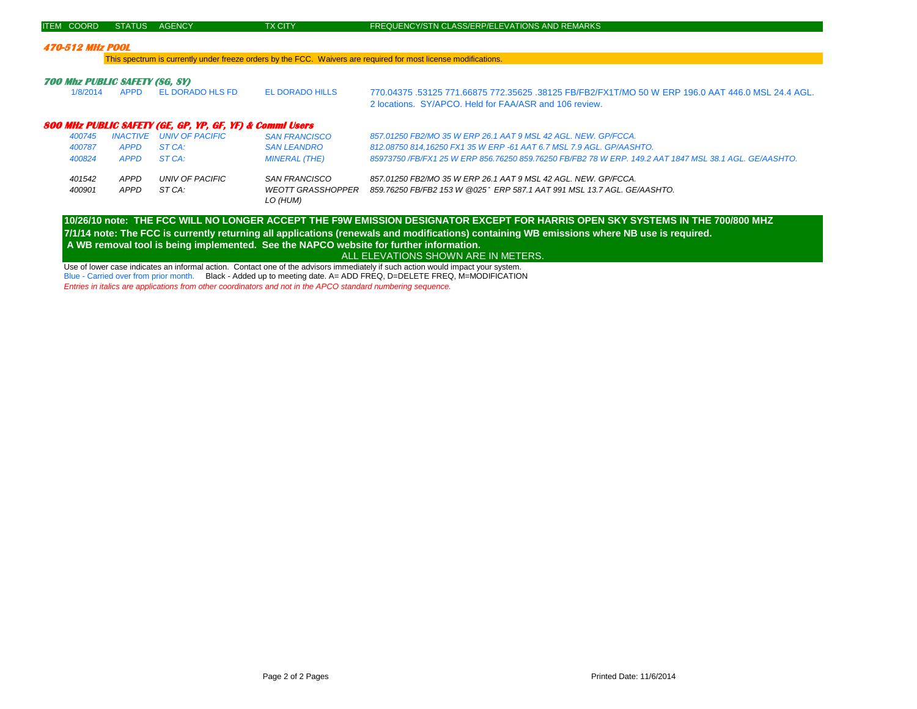| ITEM | COORD | STATUS | AGENCY | TX CITY | FREQUENCY/STN CLASS/ERP/ELEVATIONS AND REMARKS |
|---|---|---|---|---|---|

***470-512 MHz POOL***

This spectrum is currently under freeze orders by the FCC. Waivers are required for most license modifications.

***700 Mhz PUBLIC SAFETY (SG, SY)***

| ITEM | COORD | STATUS | AGENCY | TX CITY | FREQUENCY/STN CLASS/ERP/ELEVATIONS AND REMARKS |
|---|---|---|---|---|---|
| | 1/8/2014 | APPD | EL DORADO HLS FD | EL DORADO HILLS | 770.04375 .53125 771.66875 772.35625 .38125 FB/FB2/FX1T/MO 50 W ERP 196.0 AAT 446.0 MSL 24.4 AGL. 2 locations. SY/APCO. Held for FAA/ASR and 106 review. |

***800 MHz PUBLIC SAFETY (GE, GP, YP, GF, YF) & Comml Users***

| ITEM | COORD | STATUS | AGENCY | TX CITY | FREQUENCY/STN CLASS/ERP/ELEVATIONS AND REMARKS |
|---|---|---|---|---|---|
| | *400745* | *INACTIVE* | *UNIV OF PACIFIC* | *SAN FRANCISCO* | *857.01250 FB2/MO 35 W ERP 26.1 AAT 9 MSL 42 AGL. NEW. GP/FCCA.* |
| | *400787* | *APPD* | *ST CA:* | *SAN LEANDRO* | *812.08750 814,16250 FX1 35 W ERP -61 AAT 6.7 MSL 7.9 AGL. GP/AASHTO.* |
| | *400824* | *APPD* | *ST CA:* | *MINERAL (THE)* | *85973750 /FB/FX1 25 W ERP 856.76250 859.76250 FB/FB2 78 W ERP. 149.2 AAT 1847 MSL 38.1 AGL. GE/AASHTO.* |
| | *401542* | *APPD* | *UNIV OF PACIFIC* | *SAN FRANCISCO* | *857.01250 FB2/MO 35 W ERP 26.1 AAT 9 MSL 42 AGL. NEW. GP/FCCA.* |
| | *400901* | *APPD* | *ST CA:* | *WEOTT GRASSHOPPER LO (HUM)* | *859.76250 FB/FB2 153 W @025˚ ERP 587.1 AAT 991 MSL 13.7 AGL. GE/AASHTO.* |

**10/26/10 note: THE FCC WILL NO LONGER ACCEPT THE F9W EMISSION DESIGNATOR EXCEPT FOR HARRIS OPEN SKY SYSTEMS IN THE 700/800 MHZ**

**7/1/14 note: The FCC is currently returning all applications (renewals and modifications) containing WB emissions where NB use is required.**

**A WB removal tool is being implemented. See the NAPCO website for further information.**

ALL ELEVATIONS SHOWN ARE IN METERS.

Use of lower case indicates an informal action. Contact one of the advisors immediately if such action would impact your system.

Blue - Carried over from prior month. Black - Added up to meeting date. A= ADD FREQ, D=DELETE FREQ, M=MODIFICATION

*Entries in italics are applications from other coordinators and not in the APCO standard numbering sequence.*

Printed Date: 11/6/2014